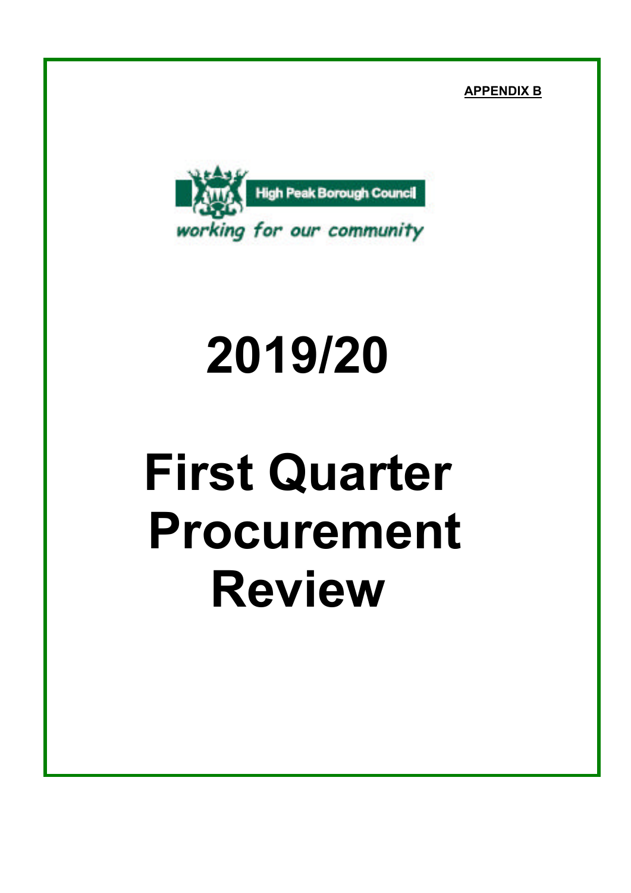**APPENDIX B**

High Peak Borough Council

*working for our community*

# 2019/20

# First Quarter Procurement Review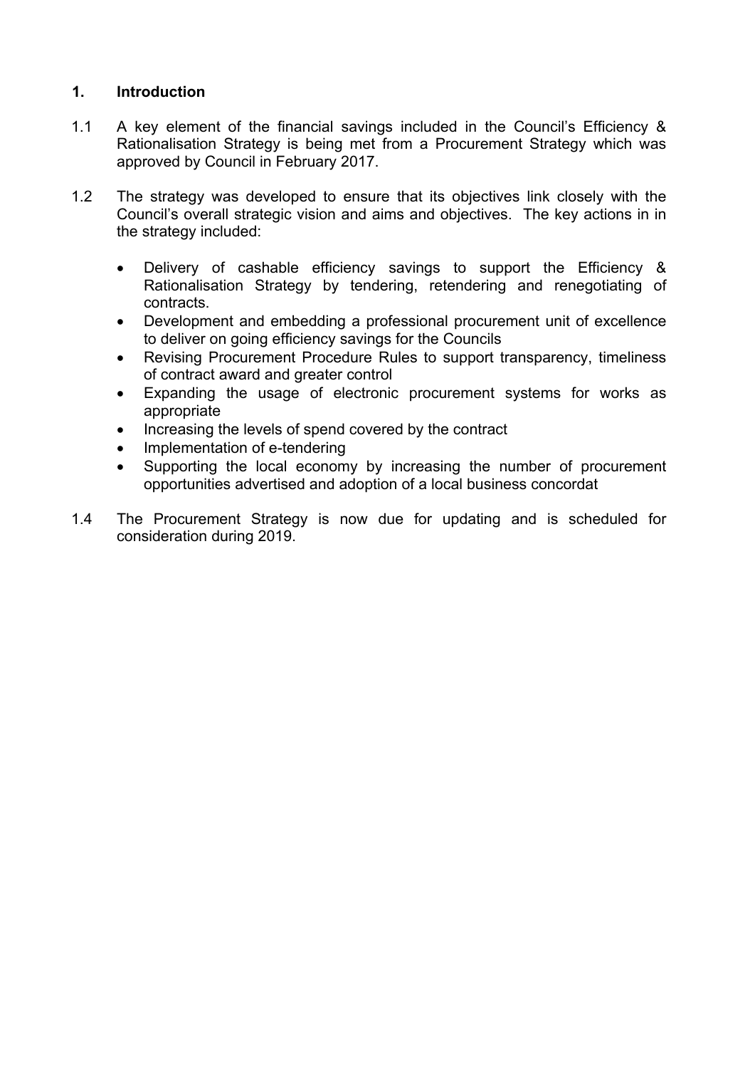## 1. Introduction

1.1 A key element of the financial savings included in the Council's Efficiency & Rationalisation Strategy is being met from a Procurement Strategy which was approved by Council in February 2017.

1.2 The strategy was developed to ensure that its objectives link closely with the Council's overall strategic vision and aims and objectives. The key actions in in the strategy included:

- Delivery of cashable efficiency savings to support the Efficiency & Rationalisation Strategy by tendering, retendering and renegotiating of contracts.
- Development and embedding a professional procurement unit of excellence to deliver on going efficiency savings for the Councils
- Revising Procurement Procedure Rules to support transparency, timeliness of contract award and greater control
- Expanding the usage of electronic procurement systems for works as appropriate
- Increasing the levels of spend covered by the contract
- Implementation of e-tendering
- Supporting the local economy by increasing the number of procurement opportunities advertised and adoption of a local business concordat

1.4 The Procurement Strategy is now due for updating and is scheduled for consideration during 2019.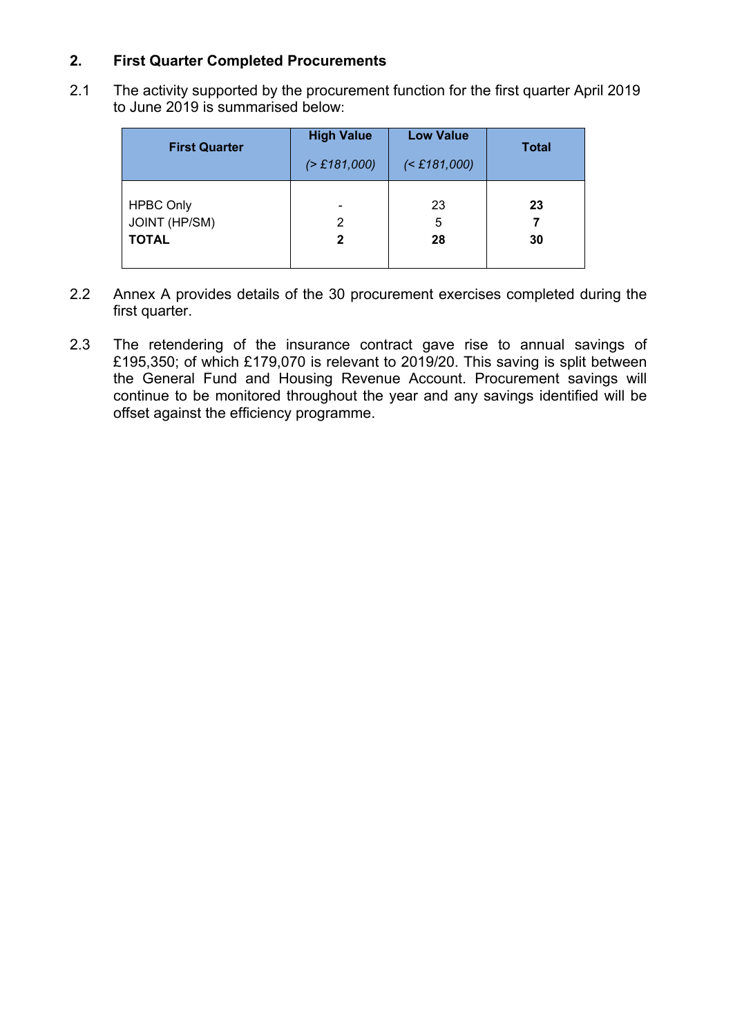## 2. First Quarter Completed Procurements

2.1 The activity supported by the procurement function for the first quarter April 2019 to June 2019 is summarised below:

| First Quarter | High Value *(> £181,000)* | Low Value *(< £181,000)* | Total |
|---|---|---|---|
| HPBC Only | - | 23 | **23** |
| JOINT (HP/SM) | 2 | 5 | **7** |
| **TOTAL** | **2** | **28** | **30** |

2.2 Annex A provides details of the 30 procurement exercises completed during the first quarter.

2.3 The retendering of the insurance contract gave rise to annual savings of £195,350; of which £179,070 is relevant to 2019/20. This saving is split between the General Fund and Housing Revenue Account. Procurement savings will continue to be monitored throughout the year and any savings identified will be offset against the efficiency programme.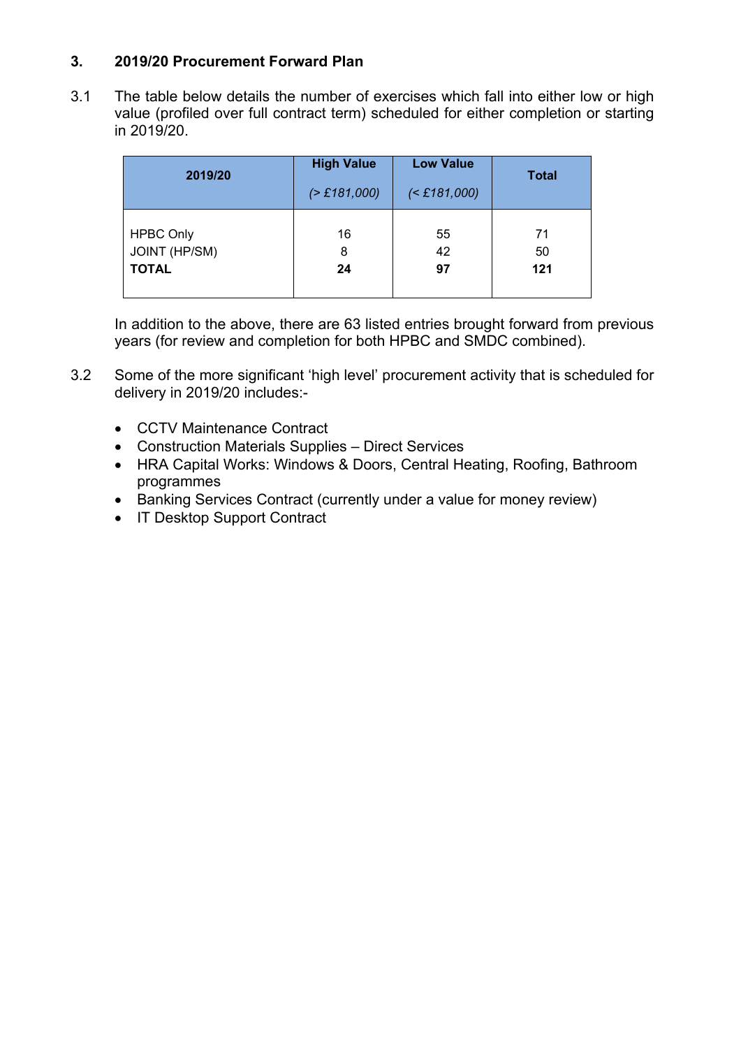## 3. 2019/20 Procurement Forward Plan

3.1 The table below details the number of exercises which fall into either low or high value (profiled over full contract term) scheduled for either completion or starting in 2019/20.

| 2019/20 | High Value *(> £181,000)* | Low Value *(< £181,000)* | Total |
|---|---|---|---|
| HPBC Only | 16 | 55 | 71 |
| JOINT (HP/SM) | 8 | 42 | 50 |
| **TOTAL** | **24** | **97** | **121** |

In addition to the above, there are 63 listed entries brought forward from previous years (for review and completion for both HPBC and SMDC combined).

3.2 Some of the more significant 'high level' procurement activity that is scheduled for delivery in 2019/20 includes:-

- CCTV Maintenance Contract
- Construction Materials Supplies – Direct Services
- HRA Capital Works: Windows & Doors, Central Heating, Roofing, Bathroom programmes
- Banking Services Contract (currently under a value for money review)
- IT Desktop Support Contract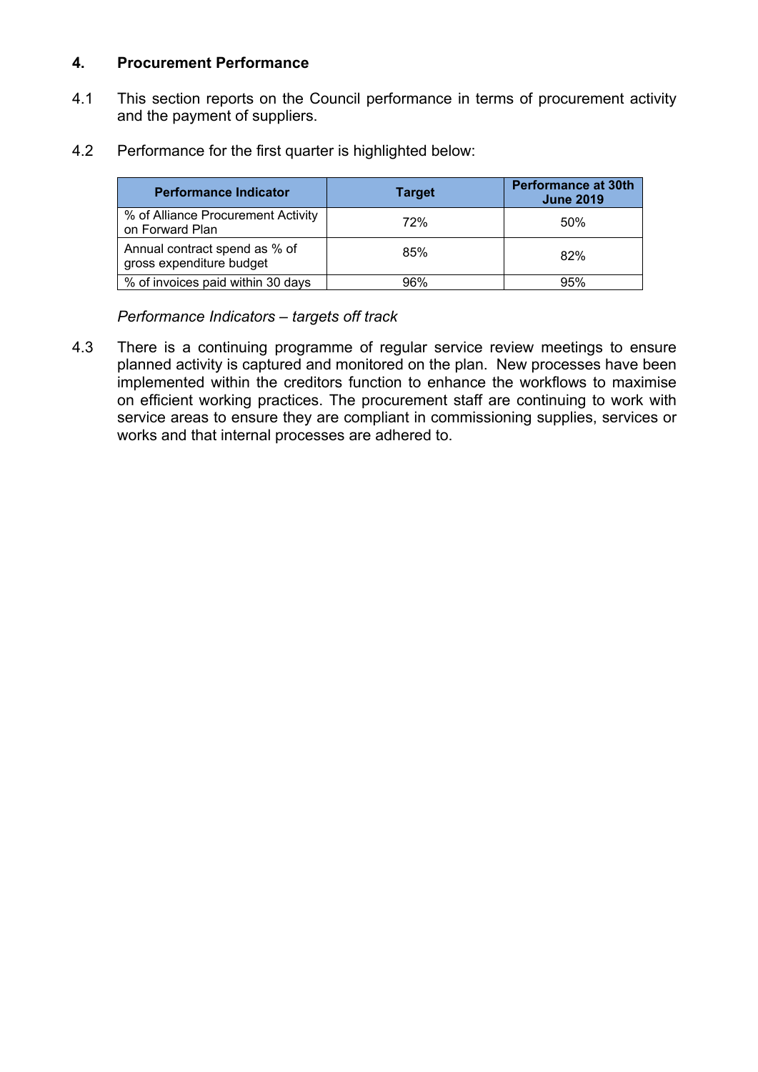## 4. Procurement Performance

4.1 This section reports on the Council performance in terms of procurement activity and the payment of suppliers.

4.2 Performance for the first quarter is highlighted below:

| Performance Indicator | Target | Performance at 30th June 2019 |
|---|---|---|
| % of Alliance Procurement Activity on Forward Plan | 72% | 50% |
| Annual contract spend as % of gross expenditure budget | 85% | 82% |
| % of invoices paid within 30 days | 96% | 95% |

*Performance Indicators – targets off track*

4.3 There is a continuing programme of regular service review meetings to ensure planned activity is captured and monitored on the plan. New processes have been implemented within the creditors function to enhance the workflows to maximise on efficient working practices. The procurement staff are continuing to work with service areas to ensure they are compliant in commissioning supplies, services or works and that internal processes are adhered to.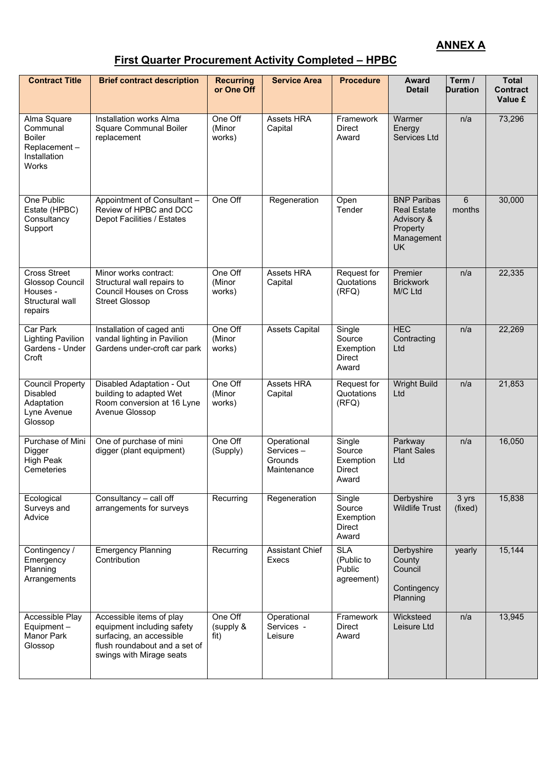**ANNEX A**

## First Quarter Procurement Activity Completed – HPBC

| Contract Title | Brief contract description | Recurring or One Off | Service Area | Procedure | Award Detail | Term / Duration | Total Contract Value £ |
|---|---|---|---|---|---|---|---|
| Alma Square Communal Boiler Replacement – Installation Works | Installation works Alma Square Communal Boiler replacement | One Off (Minor works) | Assets HRA Capital | Framework Direct Award | Warmer Energy Services Ltd | n/a | 73,296 |
| One Public Estate (HPBC) Consultancy Support | Appointment of Consultant – Review of HPBC and DCC Depot Facilities / Estates | One Off | Regeneration | Open Tender | BNP Paribas Real Estate Advisory & Property Management UK | 6 months | 30,000 |
| Cross Street Glossop Council Houses - Structural wall repairs | Minor works contract: Structural wall repairs to Council Houses on Cross Street Glossop | One Off (Minor works) | Assets HRA Capital | Request for Quotations (RFQ) | Premier Brickwork M/C Ltd | n/a | 22,335 |
| Car Park Lighting Pavilion Gardens - Under Croft | Installation of caged anti vandal lighting in Pavilion Gardens under-croft car park | One Off (Minor works) | Assets Capital | Single Source Exemption Direct Award | HEC Contracting Ltd | n/a | 22,269 |
| Council Property Disabled Adaptation Lyne Avenue Glossop | Disabled Adaptation - Out building to adapted Wet Room conversion at 16 Lyne Avenue Glossop | One Off (Minor works) | Assets HRA Capital | Request for Quotations (RFQ) | Wright Build Ltd | n/a | 21,853 |
| Purchase of Mini Digger High Peak Cemeteries | One of purchase of mini digger (plant equipment) | One Off (Supply) | Operational Services – Grounds Maintenance | Single Source Exemption Direct Award | Parkway Plant Sales Ltd | n/a | 16,050 |
| Ecological Surveys and Advice | Consultancy – call off arrangements for surveys | Recurring | Regeneration | Single Source Exemption Direct Award | Derbyshire Wildlife Trust | 3 yrs (fixed) | 15,838 |
| Contingency / Emergency Planning Arrangements | Emergency Planning Contribution | Recurring | Assistant Chief Execs | SLA (Public to Public agreement) | Derbyshire County Council Contingency Planning | yearly | 15,144 |
| Accessible Play Equipment – Manor Park Glossop | Accessible items of play equipment including safety surfacing, an accessible flush roundabout and a set of swings with Mirage seats | One Off (supply & fit) | Operational Services - Leisure | Framework Direct Award | Wicksteed Leisure Ltd | n/a | 13,945 |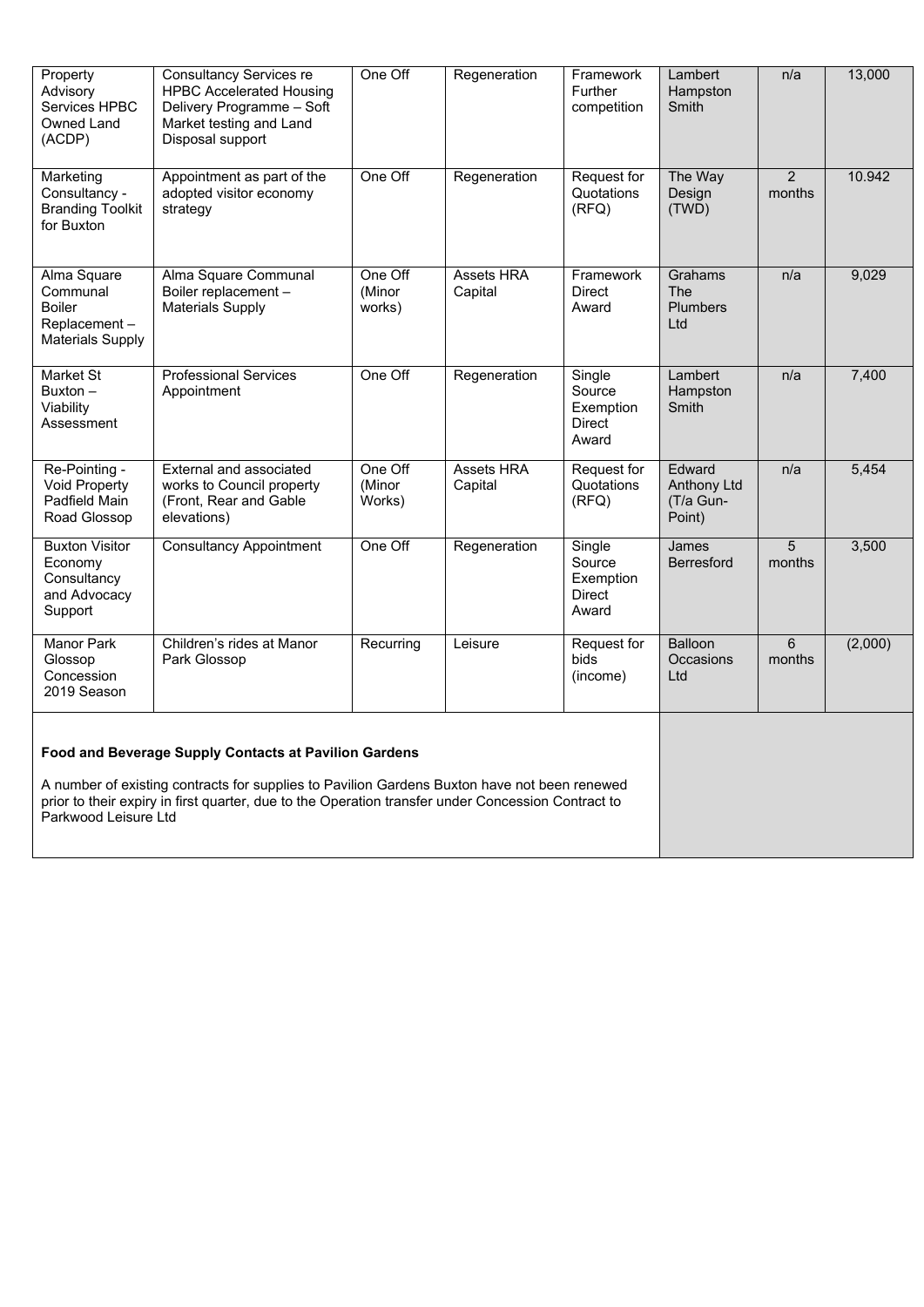| | | | | | | | |
|---|---|---|---|---|---|---|---|
| Property Advisory Services HPBC Owned Land (ACDP) | Consultancy Services re HPBC Accelerated Housing Delivery Programme – Soft Market testing and Land Disposal support | One Off | Regeneration | Framework Further competition | Lambert Hampston Smith | n/a | 13,000 |
| Marketing Consultancy - Branding Toolkit for Buxton | Appointment as part of the adopted visitor economy strategy | One Off | Regeneration | Request for Quotations (RFQ) | The Way Design (TWD) | 2 months | 10.942 |
| Alma Square Communal Boiler Replacement – Materials Supply | Alma Square Communal Boiler replacement – Materials Supply | One Off (Minor works) | Assets HRA Capital | Framework Direct Award | Grahams The Plumbers Ltd | n/a | 9,029 |
| Market St Buxton – Viability Assessment | Professional Services Appointment | One Off | Regeneration | Single Source Exemption Direct Award | Lambert Hampston Smith | n/a | 7,400 |
| Re-Pointing - Void Property Padfield Main Road Glossop | External and associated works to Council property (Front, Rear and Gable elevations) | One Off (Minor Works) | Assets HRA Capital | Request for Quotations (RFQ) | Edward Anthony Ltd (T/a Gun-Point) | n/a | 5,454 |
| Buxton Visitor Economy Consultancy and Advocacy Support | Consultancy Appointment | One Off | Regeneration | Single Source Exemption Direct Award | James Berresford | 5 months | 3,500 |
| Manor Park Glossop Concession 2019 Season | Children's rides at Manor Park Glossop | Recurring | Leisure | Request for bids (income) | Balloon Occasions Ltd | 6 months | (2,000) |

**Food and Beverage Supply Contacts at Pavilion Gardens**

A number of existing contracts for supplies to Pavilion Gardens Buxton have not been renewed prior to their expiry in first quarter, due to the Operation transfer under Concession Contract to Parkwood Leisure Ltd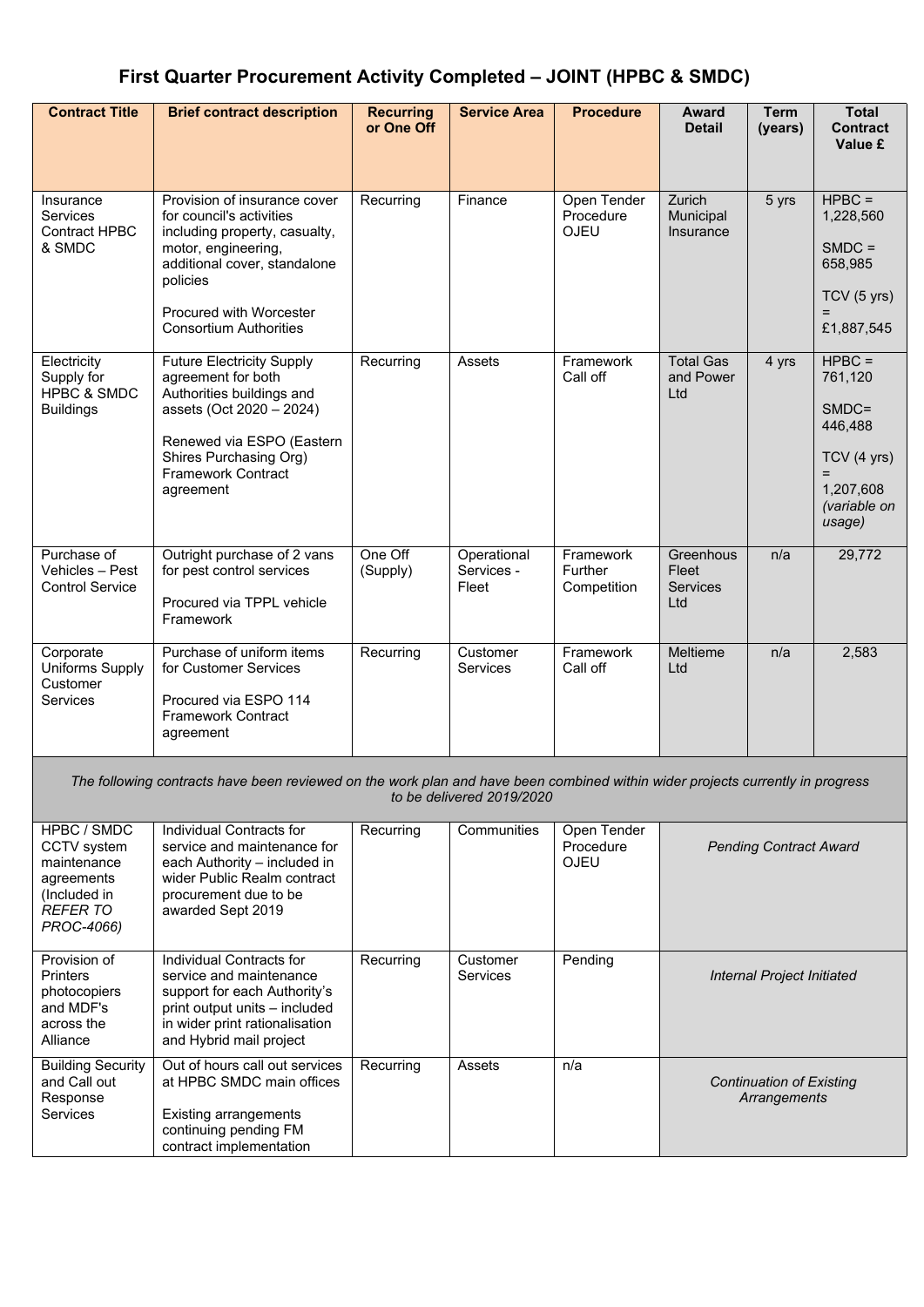# First Quarter Procurement Activity Completed – JOINT (HPBC & SMDC)

| Contract Title | Brief contract description | Recurring or One Off | Service Area | Procedure | Award Detail | Term (years) | Total Contract Value £ |
|---|---|---|---|---|---|---|---|
| Insurance Services Contract HPBC & SMDC | Provision of insurance cover for council's activities including property, casualty, motor, engineering, additional cover, standalone policies<br><br>Procured with Worcester Consortium Authorities | Recurring | Finance | Open Tender Procedure OJEU | Zurich Municipal Insurance | 5 yrs | HPBC = 1,228,560<br><br>SMDC = 658,985<br><br>TCV (5 yrs) = £1,887,545 |
| Electricity Supply for HPBC & SMDC Buildings | Future Electricity Supply agreement for both Authorities buildings and assets (Oct 2020 – 2024)<br><br>Renewed via ESPO (Eastern Shires Purchasing Org) Framework Contract agreement | Recurring | Assets | Framework Call off | Total Gas and Power Ltd | 4 yrs | HPBC = 761,120<br><br>SMDC= 446,488<br><br>TCV (4 yrs) = 1,207,608 *(variable on usage)* |
| Purchase of Vehicles – Pest Control Service | Outright purchase of 2 vans for pest control services<br><br>Procured via TPPL vehicle Framework | One Off (Supply) | Operational Services - Fleet | Framework Further Competition | Greenhous Fleet Services Ltd | n/a | 29,772 |
| Corporate Uniforms Supply Customer Services | Purchase of uniform items for Customer Services<br><br>Procured via ESPO 114 Framework Contract agreement | Recurring | Customer Services | Framework Call off | Meltieme Ltd | n/a | 2,583 |
| *The following contracts have been reviewed on the work plan and have been combined within wider projects currently in progress to be delivered 2019/2020* | | | | | | | |
| HPBC / SMDC CCTV system maintenance agreements (Included in *REFER TO PROC-4066)* | Individual Contracts for service and maintenance for each Authority – included in wider Public Realm contract procurement due to be awarded Sept 2019 | Recurring | Communities | Open Tender Procedure OJEU | *Pending Contract Award* | | |
| Provision of Printers photocopiers and MDF's across the Alliance | Individual Contracts for service and maintenance support for each Authority's print output units – included in wider print rationalisation and Hybrid mail project | Recurring | Customer Services | Pending | *Internal Project Initiated* | | |
| Building Security and Call out Response Services | Out of hours call out services at HPBC SMDC main offices<br><br>Existing arrangements continuing pending FM contract implementation | Recurring | Assets | n/a | *Continuation of Existing Arrangements* | | |